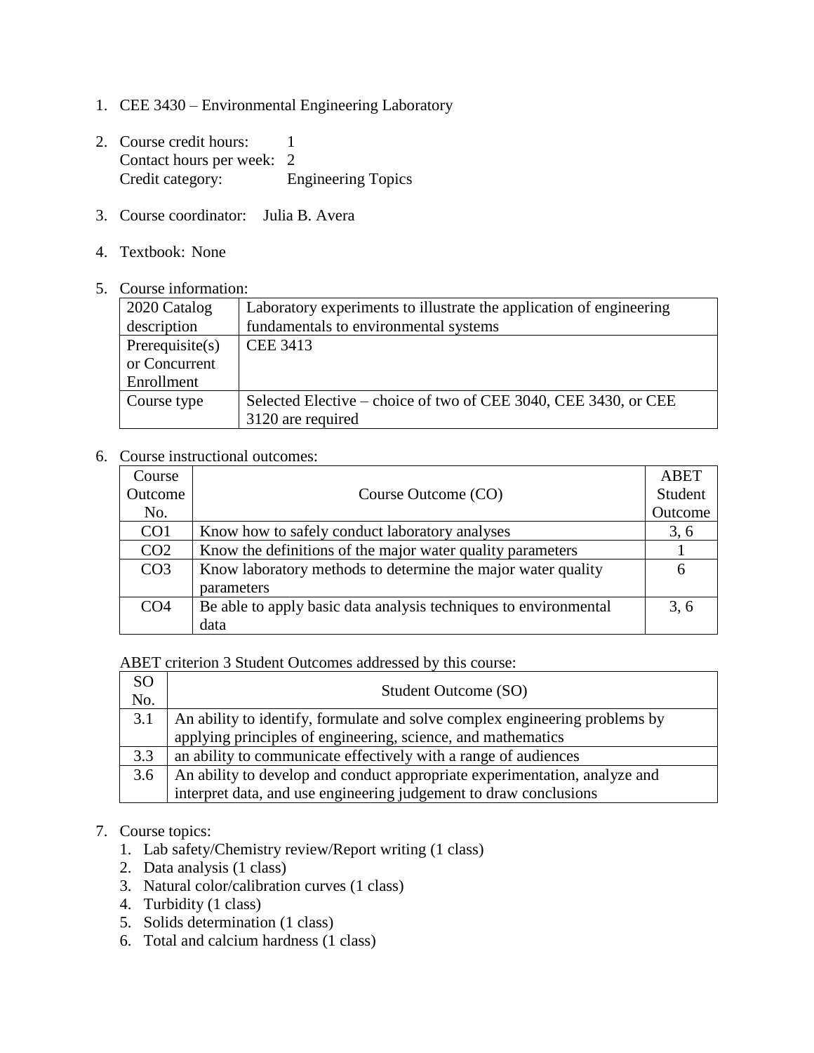1. CEE 3430 – Environmental Engineering Laboratory

2. Course credit hours: 1
   Contact hours per week: 2
   Credit category: Engineering Topics

3. Course coordinator: Julia B. Avera

4. Textbook: None

5. Course information:

| 2020 Catalog description | Laboratory experiments to illustrate the application of engineering fundamentals to environmental systems |
|---|---|
| Prerequisite(s) or Concurrent Enrollment | CEE 3413 |
| Course type | Selected Elective – choice of two of CEE 3040, CEE 3430, or CEE 3120 are required |

6. Course instructional outcomes:

| Course Outcome No. | Course Outcome (CO) | ABET Student Outcome |
|---|---|---|
| CO1 | Know how to safely conduct laboratory analyses | 3, 6 |
| CO2 | Know the definitions of the major water quality parameters | 1 |
| CO3 | Know laboratory methods to determine the major water quality parameters | 6 |
| CO4 | Be able to apply basic data analysis techniques to environmental data | 3, 6 |

ABET criterion 3 Student Outcomes addressed by this course:

| SO No. | Student Outcome (SO) |
|---|---|
| 3.1 | An ability to identify, formulate and solve complex engineering problems by applying principles of engineering, science, and mathematics |
| 3.3 | an ability to communicate effectively with a range of audiences |
| 3.6 | An ability to develop and conduct appropriate experimentation, analyze and interpret data, and use engineering judgement to draw conclusions |

7. Course topics:
   1. Lab safety/Chemistry review/Report writing (1 class)
   2. Data analysis (1 class)
   3. Natural color/calibration curves (1 class)
   4. Turbidity (1 class)
   5. Solids determination (1 class)
   6. Total and calcium hardness (1 class)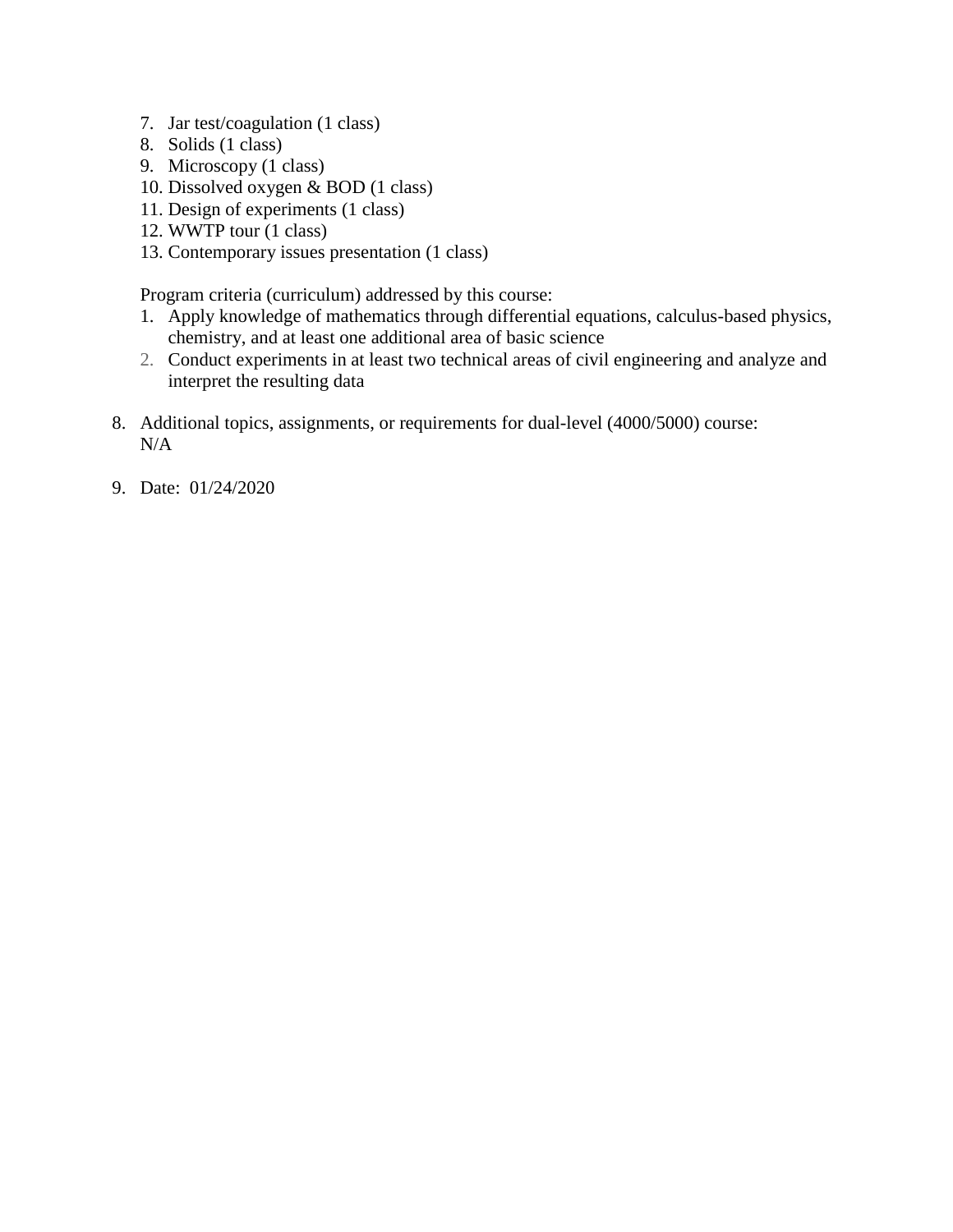7. Jar test/coagulation (1 class)
8. Solids (1 class)
9. Microscopy (1 class)
10. Dissolved oxygen & BOD (1 class)
11. Design of experiments (1 class)
12. WWTP tour (1 class)
13. Contemporary issues presentation (1 class)

Program criteria (curriculum) addressed by this course:

1. Apply knowledge of mathematics through differential equations, calculus-based physics, chemistry, and at least one additional area of basic science
2. Conduct experiments in at least two technical areas of civil engineering and analyze and interpret the resulting data

8. Additional topics, assignments, or requirements for dual-level (4000/5000) course:
   N/A

9. Date: 01/24/2020